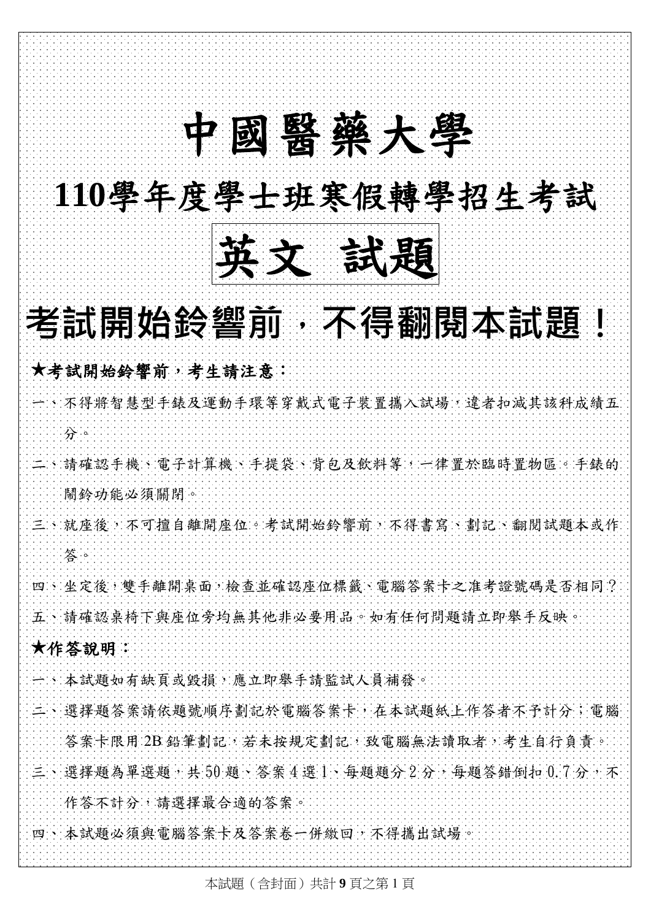# 中國醫藥大學

# 110學年度學士班寒假轉學招生考試

# 英文 試題

## 考試開始鈴響前，不得翻閱本試題！

**★考試開始鈴響前，考生請注意：**

一、不得將智慧型手錶及運動手環等穿戴式電子裝置攜入試場，違者扣減其該科成績五分。

二、請確認手機、電子計算機、手提袋、背包及飲料等，一律置於臨時置物區。手錶的鬧鈴功能必須關閉。

三、就座後，不可擅自離開座位。考試開始鈴響前，不得書寫、劃記、翻閱試題本或作答。

四、坐定後，雙手離開桌面，檢查並確認座位標籤、電腦答案卡之准考證號碼是否相同？

五、請確認桌椅下與座位旁均無其他非必要用品。如有任何問題請立即舉手反映。

**★作答說明：**

一、本試題如有缺頁或毀損，應立即舉手請監試人員補發。

二、選擇題答案請依題號順序劃記於電腦答案卡，在本試題紙上作答者不予計分；電腦答案卡限用 2B 鉛筆劃記，若未按規定劃記，致電腦無法讀取者，考生自行負責。

三、選擇題為單選題，共 50 題、答案 4 選 1、每題題分 2 分，每題答錯倒扣 0.7 分，不作答不計分，請選擇最合適的答案。

四、本試題必須與電腦答案卡及答案卷一併繳回，不得攜出試場。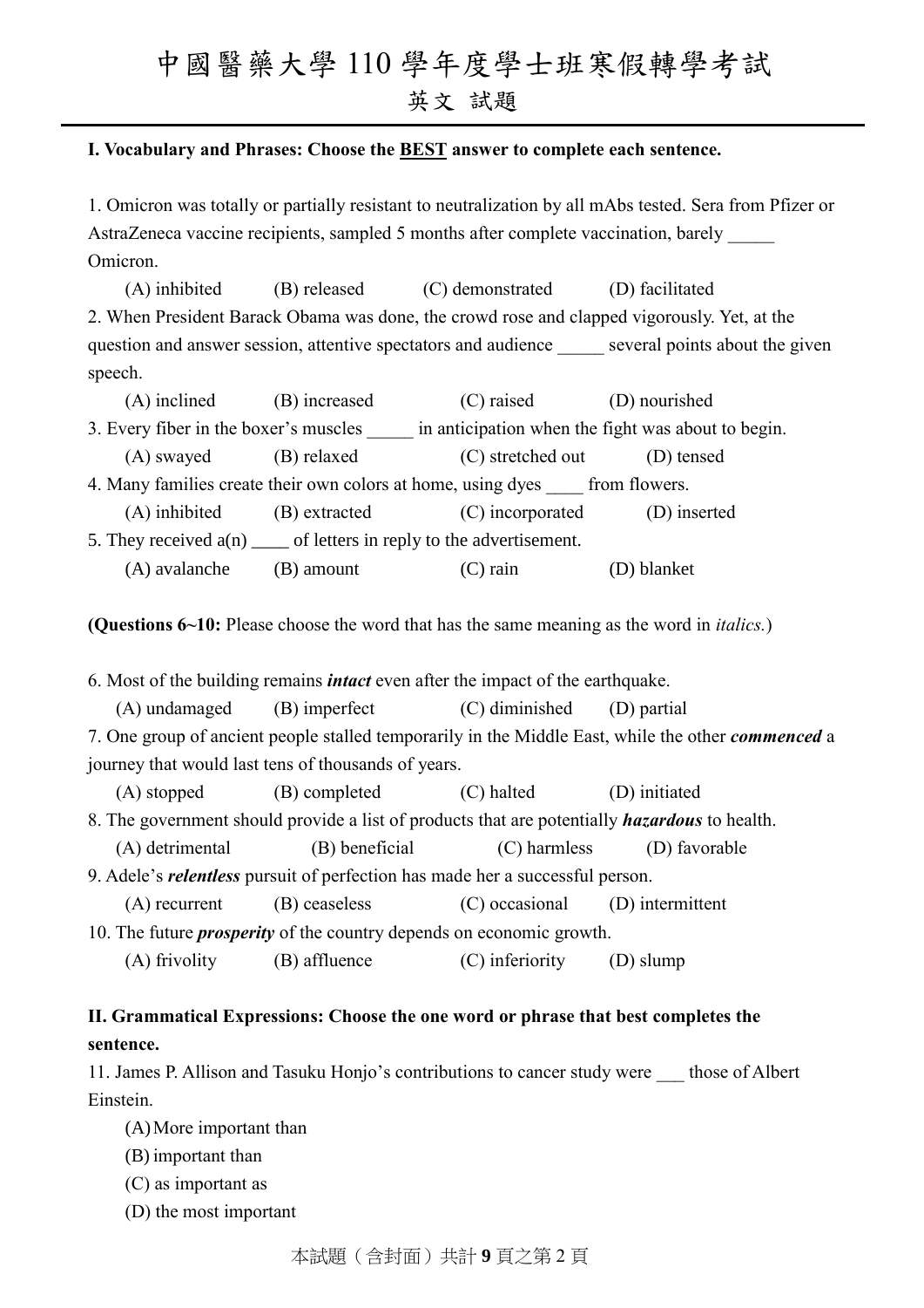# 中國醫藥大學 110 學年度學士班寒假轉學考試

## 英文 試題

**I. Vocabulary and Phrases: Choose the BEST answer to complete each sentence.**

1. Omicron was totally or partially resistant to neutralization by all mAbs tested. Sera from Pfizer or AstraZeneca vaccine recipients, sampled 5 months after complete vaccination, barely _____ Omicron.

   (A) inhibited (B) released (C) demonstrated (D) facilitated

2. When President Barack Obama was done, the crowd rose and clapped vigorously. Yet, at the question and answer session, attentive spectators and audience _____ several points about the given speech.

   (A) inclined (B) increased (C) raised (D) nourished

3. Every fiber in the boxer's muscles _____ in anticipation when the fight was about to begin.

   (A) swayed (B) relaxed (C) stretched out (D) tensed

4. Many families create their own colors at home, using dyes ____ from flowers.

   (A) inhibited (B) extracted (C) incorporated (D) inserted

5. They received a(n) ____ of letters in reply to the advertisement.

   (A) avalanche (B) amount (C) rain (D) blanket

**(Questions 6~10:** Please choose the word that has the same meaning as the word in *italics.*)

6. Most of the building remains ***intact*** even after the impact of the earthquake.

   (A) undamaged (B) imperfect (C) diminished (D) partial

7. One group of ancient people stalled temporarily in the Middle East, while the other ***commenced*** a journey that would last tens of thousands of years.

   (A) stopped (B) completed (C) halted (D) initiated

8. The government should provide a list of products that are potentially ***hazardous*** to health.

   (A) detrimental (B) beneficial (C) harmless (D) favorable

9. Adele's ***relentless*** pursuit of perfection has made her a successful person.

   (A) recurrent (B) ceaseless (C) occasional (D) intermittent

10. The future ***prosperity*** of the country depends on economic growth.

   (A) frivolity (B) affluence (C) inferiority (D) slump

**II. Grammatical Expressions: Choose the one word or phrase that best completes the sentence.**

11. James P. Allison and Tasuku Honjo's contributions to cancer study were ___ those of Albert Einstein.

   (A) More important than
   (B) important than
   (C) as important as
   (D) the most important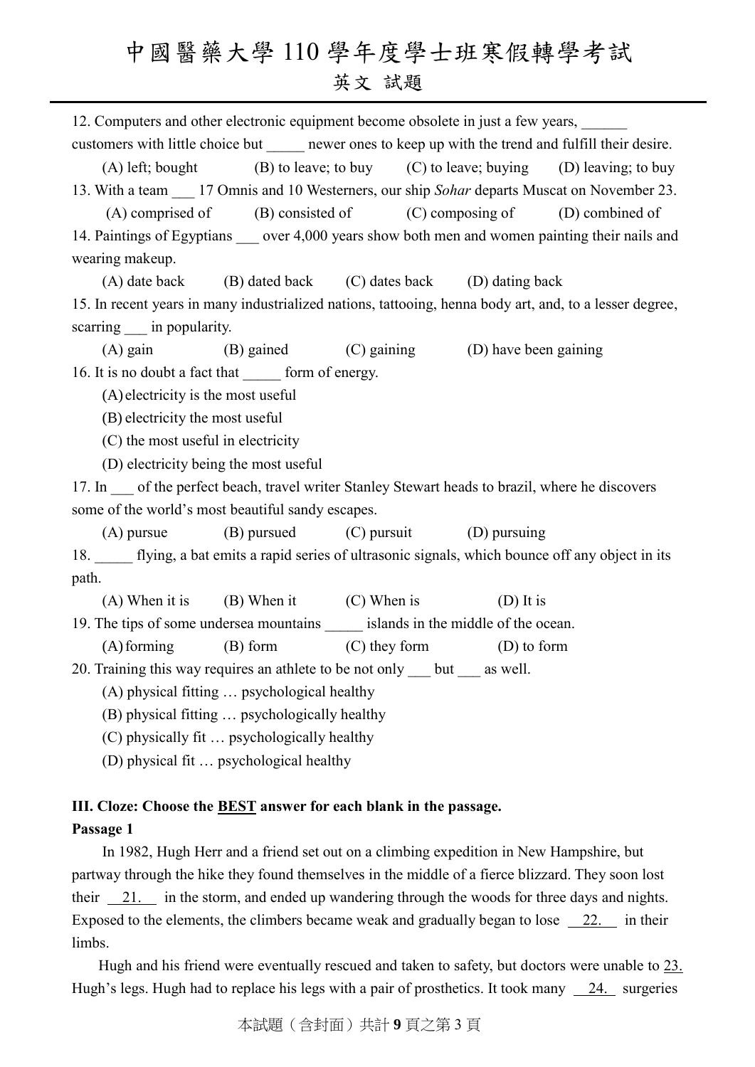12. Computers and other electronic equipment become obsolete in just a few years, ______ customers with little choice but _____ newer ones to keep up with the trend and fulfill their desire.

(A) left; bought (B) to leave; to buy (C) to leave; buying (D) leaving; to buy

13. With a team ___ 17 Omnis and 10 Westerners, our ship *Sohar* departs Muscat on November 23.

(A) comprised of (B) consisted of (C) composing of (D) combined of

14. Paintings of Egyptians ___ over 4,000 years show both men and women painting their nails and wearing makeup.

(A) date back (B) dated back (C) dates back (D) dating back

15. In recent years in many industrialized nations, tattooing, henna body art, and, to a lesser degree, scarring ___ in popularity.

(A) gain (B) gained (C) gaining (D) have been gaining

16. It is no doubt a fact that _____ form of energy.

(A) electricity is the most useful

(B) electricity the most useful

(C) the most useful in electricity

(D) electricity being the most useful

17. In ___ of the perfect beach, travel writer Stanley Stewart heads to brazil, where he discovers some of the world's most beautiful sandy escapes.

(A) pursue (B) pursued (C) pursuit (D) pursuing

18. _____ flying, a bat emits a rapid series of ultrasonic signals, which bounce off any object in its path.

(A) When it is (B) When it (C) When is (D) It is

19. The tips of some undersea mountains _____ islands in the middle of the ocean.

(A) forming (B) form (C) they form (D) to form

20. Training this way requires an athlete to be not only ___ but ___ as well.

(A) physical fitting … psychological healthy

(B) physical fitting … psychologically healthy

(C) physically fit … psychologically healthy

(D) physical fit … psychological healthy

**III. Cloze: Choose the BEST answer for each blank in the passage.**

**Passage 1**

In 1982, Hugh Herr and a friend set out on a climbing expedition in New Hampshire, but partway through the hike they found themselves in the middle of a fierce blizzard. They soon lost their __21.__ in the storm, and ended up wandering through the woods for three days and nights. Exposed to the elements, the climbers became weak and gradually began to lose __22.__ in their limbs.

Hugh and his friend were eventually rescued and taken to safety, but doctors were unable to 23. Hugh's legs. Hugh had to replace his legs with a pair of prosthetics. It took many __24.__ surgeries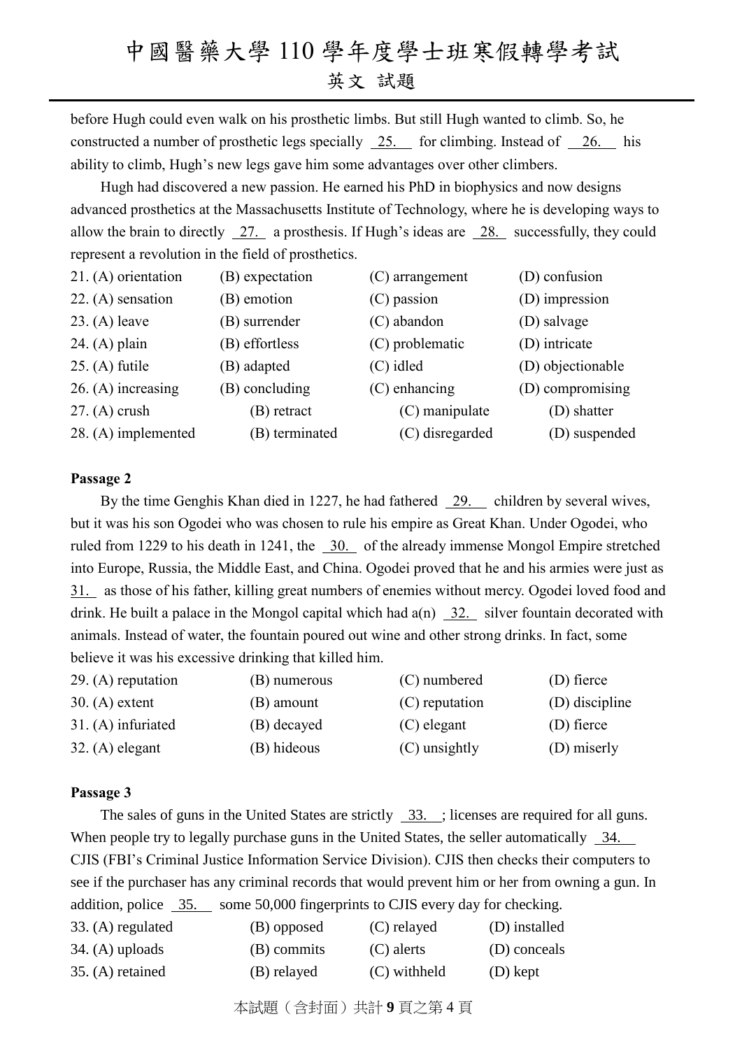before Hugh could even walk on his prosthetic limbs. But still Hugh wanted to climb. So, he constructed a number of prosthetic legs specially __25.__ for climbing. Instead of __26.__ his ability to climb, Hugh's new legs gave him some advantages over other climbers.

Hugh had discovered a new passion. He earned his PhD in biophysics and now designs advanced prosthetics at the Massachusetts Institute of Technology, where he is developing ways to allow the brain to directly __27.__ a prosthesis. If Hugh's ideas are __28.__ successfully, they could represent a revolution in the field of prosthetics.

21. (A) orientation (B) expectation (C) arrangement (D) confusion
22. (A) sensation (B) emotion (C) passion (D) impression
23. (A) leave (B) surrender (C) abandon (D) salvage
24. (A) plain (B) effortless (C) problematic (D) intricate
25. (A) futile (B) adapted (C) idled (D) objectionable
26. (A) increasing (B) concluding (C) enhancing (D) compromising
27. (A) crush (B) retract (C) manipulate (D) shatter
28. (A) implemented (B) terminated (C) disregarded (D) suspended

**Passage 2**

By the time Genghis Khan died in 1227, he had fathered __29.__ children by several wives, but it was his son Ogodei who was chosen to rule his empire as Great Khan. Under Ogodei, who ruled from 1229 to his death in 1241, the __30.__ of the already immense Mongol Empire stretched into Europe, Russia, the Middle East, and China. Ogodei proved that he and his armies were just as __31.__ as those of his father, killing great numbers of enemies without mercy. Ogodei loved food and drink. He built a palace in the Mongol capital which had a(n) __32.__ silver fountain decorated with animals. Instead of water, the fountain poured out wine and other strong drinks. In fact, some believe it was his excessive drinking that killed him.

29. (A) reputation (B) numerous (C) numbered (D) fierce
30. (A) extent (B) amount (C) reputation (D) discipline
31. (A) infuriated (B) decayed (C) elegant (D) fierce
32. (A) elegant (B) hideous (C) unsightly (D) miserly

**Passage 3**

The sales of guns in the United States are strictly __33.__; licenses are required for all guns. When people try to legally purchase guns in the United States, the seller automatically __34.__ CJIS (FBI's Criminal Justice Information Service Division). CJIS then checks their computers to see if the purchaser has any criminal records that would prevent him or her from owning a gun. In addition, police __35.__ some 50,000 fingerprints to CJIS every day for checking.

33. (A) regulated (B) opposed (C) relayed (D) installed
34. (A) uploads (B) commits (C) alerts (D) conceals
35. (A) retained (B) relayed (C) withheld (D) kept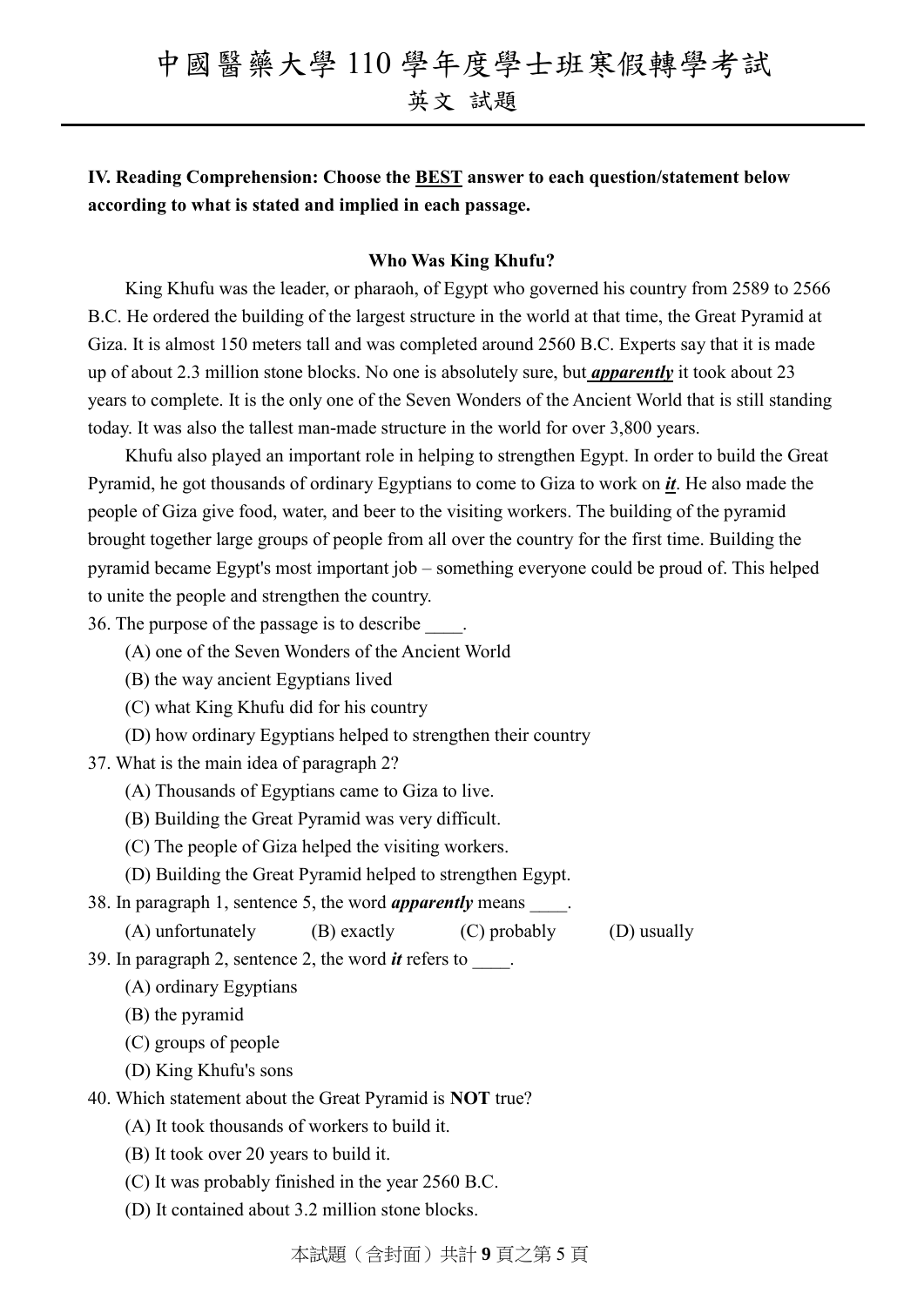**IV. Reading Comprehension: Choose the BEST answer to each question/statement below according to what is stated and implied in each passage.**

**Who Was King Khufu?**

King Khufu was the leader, or pharaoh, of Egypt who governed his country from 2589 to 2566 B.C. He ordered the building of the largest structure in the world at that time, the Great Pyramid at Giza. It is almost 150 meters tall and was completed around 2560 B.C. Experts say that it is made up of about 2.3 million stone blocks. No one is absolutely sure, but ***apparently*** it took about 23 years to complete. It is the only one of the Seven Wonders of the Ancient World that is still standing today. It was also the tallest man-made structure in the world for over 3,800 years.

Khufu also played an important role in helping to strengthen Egypt. In order to build the Great Pyramid, he got thousands of ordinary Egyptians to come to Giza to work on ***it***. He also made the people of Giza give food, water, and beer to the visiting workers. The building of the pyramid brought together large groups of people from all over the country for the first time. Building the pyramid became Egypt's most important job – something everyone could be proud of. This helped to unite the people and strengthen the country.

36. The purpose of the passage is to describe ____.
    (A) one of the Seven Wonders of the Ancient World
    (B) the way ancient Egyptians lived
    (C) what King Khufu did for his country
    (D) how ordinary Egyptians helped to strengthen their country

37. What is the main idea of paragraph 2?
    (A) Thousands of Egyptians came to Giza to live.
    (B) Building the Great Pyramid was very difficult.
    (C) The people of Giza helped the visiting workers.
    (D) Building the Great Pyramid helped to strengthen Egypt.

38. In paragraph 1, sentence 5, the word ***apparently*** means ____.
    (A) unfortunately (B) exactly (C) probably (D) usually

39. In paragraph 2, sentence 2, the word ***it*** refers to ____.
    (A) ordinary Egyptians
    (B) the pyramid
    (C) groups of people
    (D) King Khufu's sons

40. Which statement about the Great Pyramid is **NOT** true?
    (A) It took thousands of workers to build it.
    (B) It took over 20 years to build it.
    (C) It was probably finished in the year 2560 B.C.
    (D) It contained about 3.2 million stone blocks.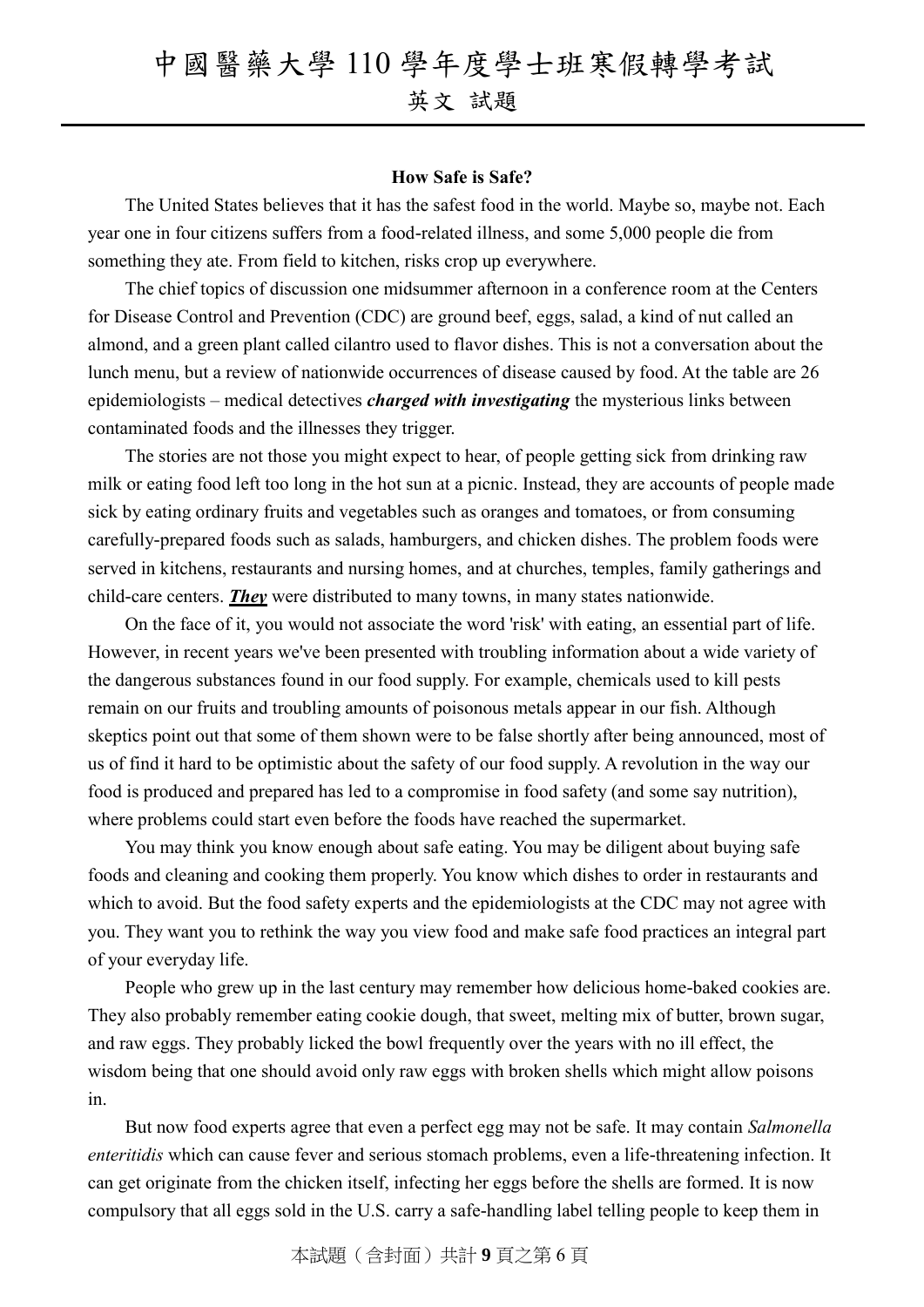**How Safe is Safe?**

The United States believes that it has the safest food in the world. Maybe so, maybe not. Each year one in four citizens suffers from a food-related illness, and some 5,000 people die from something they ate. From field to kitchen, risks crop up everywhere.

The chief topics of discussion one midsummer afternoon in a conference room at the Centers for Disease Control and Prevention (CDC) are ground beef, eggs, salad, a kind of nut called an almond, and a green plant called cilantro used to flavor dishes. This is not a conversation about the lunch menu, but a review of nationwide occurrences of disease caused by food. At the table are 26 epidemiologists – medical detectives ***charged with investigating*** the mysterious links between contaminated foods and the illnesses they trigger.

The stories are not those you might expect to hear, of people getting sick from drinking raw milk or eating food left too long in the hot sun at a picnic. Instead, they are accounts of people made sick by eating ordinary fruits and vegetables such as oranges and tomatoes, or from consuming carefully-prepared foods such as salads, hamburgers, and chicken dishes. The problem foods were served in kitchens, restaurants and nursing homes, and at churches, temples, family gatherings and child-care centers. ***<u>They</u>*** were distributed to many towns, in many states nationwide.

On the face of it, you would not associate the word 'risk' with eating, an essential part of life. However, in recent years we've been presented with troubling information about a wide variety of the dangerous substances found in our food supply. For example, chemicals used to kill pests remain on our fruits and troubling amounts of poisonous metals appear in our fish. Although skeptics point out that some of them shown were to be false shortly after being announced, most of us of find it hard to be optimistic about the safety of our food supply. A revolution in the way our food is produced and prepared has led to a compromise in food safety (and some say nutrition), where problems could start even before the foods have reached the supermarket.

You may think you know enough about safe eating. You may be diligent about buying safe foods and cleaning and cooking them properly. You know which dishes to order in restaurants and which to avoid. But the food safety experts and the epidemiologists at the CDC may not agree with you. They want you to rethink the way you view food and make safe food practices an integral part of your everyday life.

People who grew up in the last century may remember how delicious home-baked cookies are. They also probably remember eating cookie dough, that sweet, melting mix of butter, brown sugar, and raw eggs. They probably licked the bowl frequently over the years with no ill effect, the wisdom being that one should avoid only raw eggs with broken shells which might allow poisons in.

But now food experts agree that even a perfect egg may not be safe. It may contain *Salmonella enteritidis* which can cause fever and serious stomach problems, even a life-threatening infection. It can get originate from the chicken itself, infecting her eggs before the shells are formed. It is now compulsory that all eggs sold in the U.S. carry a safe-handling label telling people to keep them in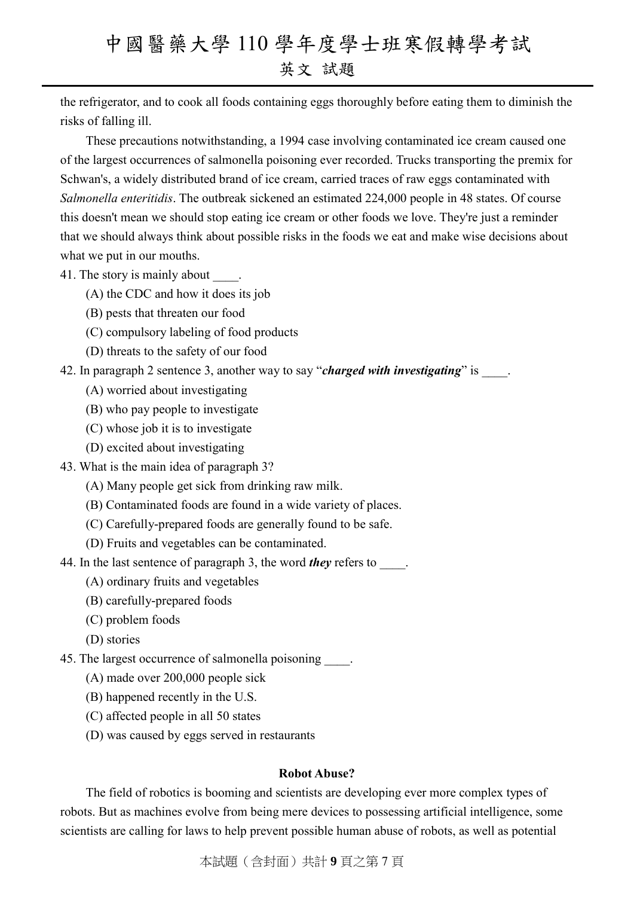the refrigerator, and to cook all foods containing eggs thoroughly before eating them to diminish the risks of falling ill.

These precautions notwithstanding, a 1994 case involving contaminated ice cream caused one of the largest occurrences of salmonella poisoning ever recorded. Trucks transporting the premix for Schwan's, a widely distributed brand of ice cream, carried traces of raw eggs contaminated with *Salmonella enteritidis*. The outbreak sickened an estimated 224,000 people in 48 states. Of course this doesn't mean we should stop eating ice cream or other foods we love. They're just a reminder that we should always think about possible risks in the foods we eat and make wise decisions about what we put in our mouths.

41. The story is mainly about ____.
   (A) the CDC and how it does its job
   (B) pests that threaten our food
   (C) compulsory labeling of food products
   (D) threats to the safety of our food

42. In paragraph 2 sentence 3, another way to say "***charged with investigating***" is ____.
   (A) worried about investigating
   (B) who pay people to investigate
   (C) whose job it is to investigate
   (D) excited about investigating

43. What is the main idea of paragraph 3?
   (A) Many people get sick from drinking raw milk.
   (B) Contaminated foods are found in a wide variety of places.
   (C) Carefully-prepared foods are generally found to be safe.
   (D) Fruits and vegetables can be contaminated.

44. In the last sentence of paragraph 3, the word ***they*** refers to ____.
   (A) ordinary fruits and vegetables
   (B) carefully-prepared foods
   (C) problem foods
   (D) stories

45. The largest occurrence of salmonella poisoning ____.
   (A) made over 200,000 people sick
   (B) happened recently in the U.S.
   (C) affected people in all 50 states
   (D) was caused by eggs served in restaurants

**Robot Abuse?**

The field of robotics is booming and scientists are developing ever more complex types of robots. But as machines evolve from being mere devices to possessing artificial intelligence, some scientists are calling for laws to help prevent possible human abuse of robots, as well as potential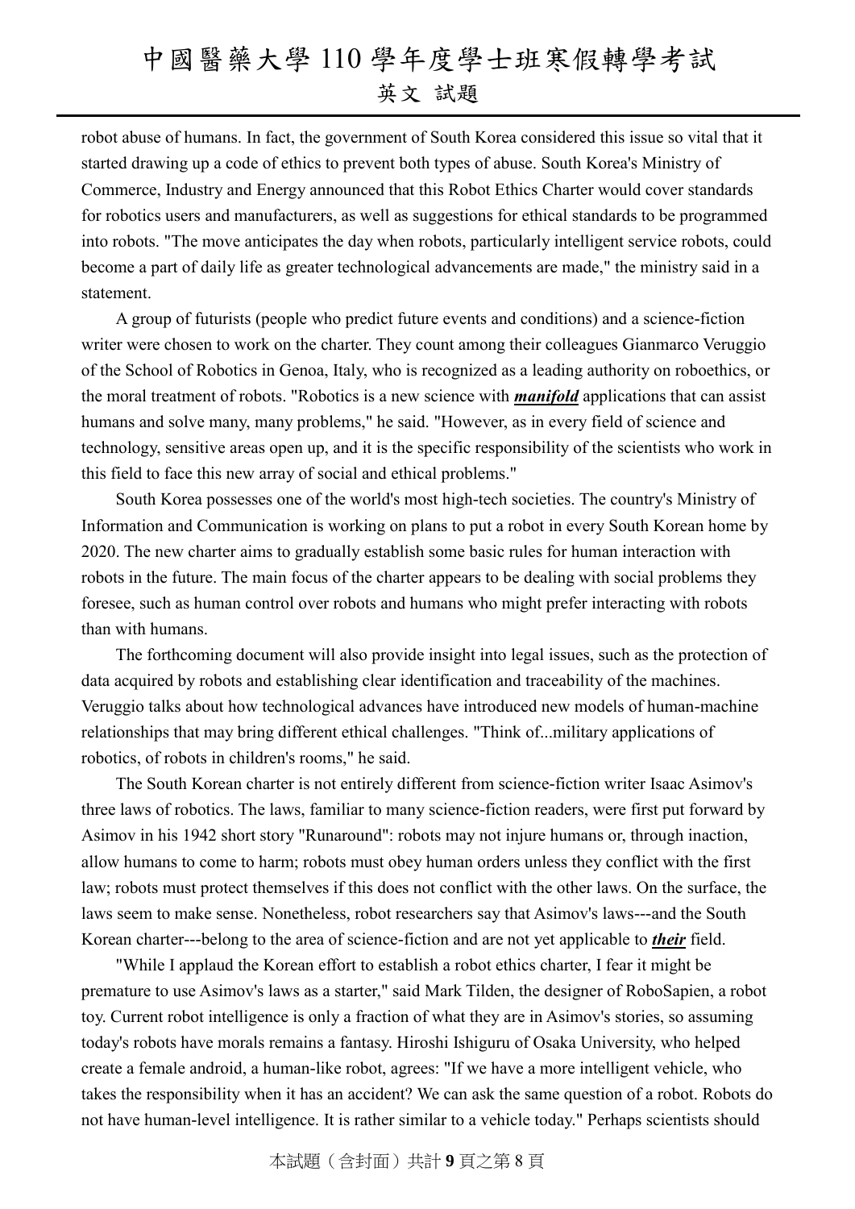robot abuse of humans. In fact, the government of South Korea considered this issue so vital that it started drawing up a code of ethics to prevent both types of abuse. South Korea's Ministry of Commerce, Industry and Energy announced that this Robot Ethics Charter would cover standards for robotics users and manufacturers, as well as suggestions for ethical standards to be programmed into robots. "The move anticipates the day when robots, particularly intelligent service robots, could become a part of daily life as greater technological advancements are made," the ministry said in a statement.

A group of futurists (people who predict future events and conditions) and a science-fiction writer were chosen to work on the charter. They count among their colleagues Gianmarco Veruggio of the School of Robotics in Genoa, Italy, who is recognized as a leading authority on roboethics, or the moral treatment of robots. "Robotics is a new science with ***manifold*** applications that can assist humans and solve many, many problems," he said. "However, as in every field of science and technology, sensitive areas open up, and it is the specific responsibility of the scientists who work in this field to face this new array of social and ethical problems."

South Korea possesses one of the world's most high-tech societies. The country's Ministry of Information and Communication is working on plans to put a robot in every South Korean home by 2020. The new charter aims to gradually establish some basic rules for human interaction with robots in the future. The main focus of the charter appears to be dealing with social problems they foresee, such as human control over robots and humans who might prefer interacting with robots than with humans.

The forthcoming document will also provide insight into legal issues, such as the protection of data acquired by robots and establishing clear identification and traceability of the machines. Veruggio talks about how technological advances have introduced new models of human-machine relationships that may bring different ethical challenges. "Think of...military applications of robotics, of robots in children's rooms," he said.

The South Korean charter is not entirely different from science-fiction writer Isaac Asimov's three laws of robotics. The laws, familiar to many science-fiction readers, were first put forward by Asimov in his 1942 short story "Runaround": robots may not injure humans or, through inaction, allow humans to come to harm; robots must obey human orders unless they conflict with the first law; robots must protect themselves if this does not conflict with the other laws. On the surface, the laws seem to make sense. Nonetheless, robot researchers say that Asimov's laws---and the South Korean charter---belong to the area of science-fiction and are not yet applicable to ***their*** field.

"While I applaud the Korean effort to establish a robot ethics charter, I fear it might be premature to use Asimov's laws as a starter," said Mark Tilden, the designer of RoboSapien, a robot toy. Current robot intelligence is only a fraction of what they are in Asimov's stories, so assuming today's robots have morals remains a fantasy. Hiroshi Ishiguru of Osaka University, who helped create a female android, a human-like robot, agrees: "If we have a more intelligent vehicle, who takes the responsibility when it has an accident? We can ask the same question of a robot. Robots do not have human-level intelligence. It is rather similar to a vehicle today." Perhaps scientists should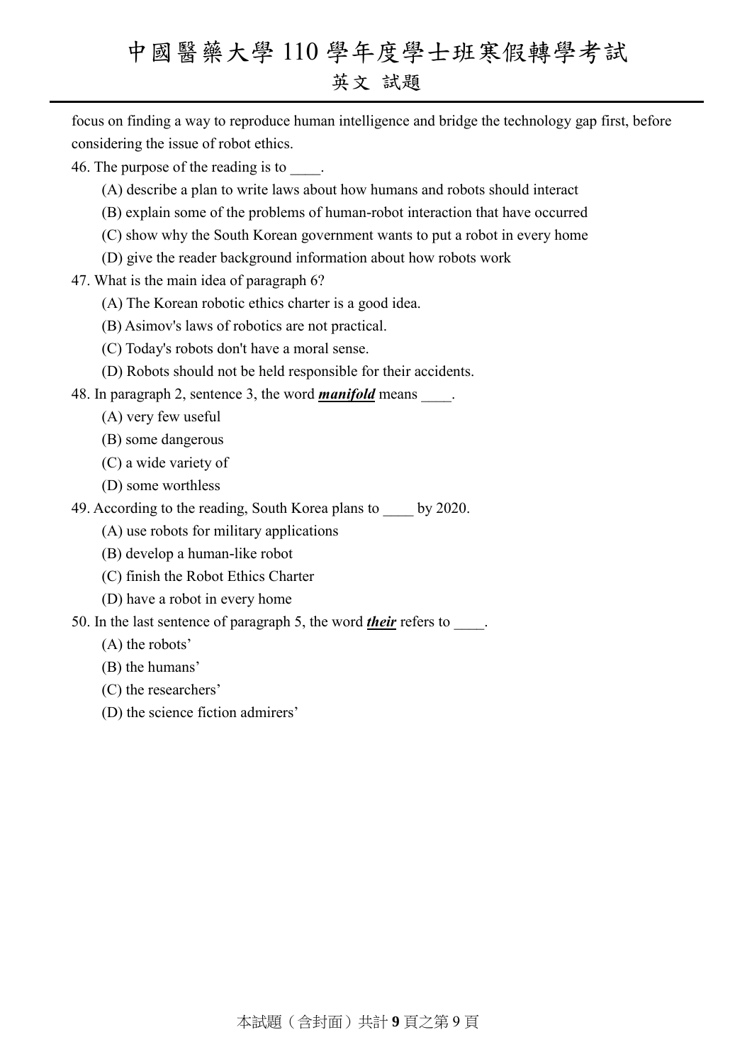focus on finding a way to reproduce human intelligence and bridge the technology gap first, before considering the issue of robot ethics.

46. The purpose of the reading is to ____.

(A) describe a plan to write laws about how humans and robots should interact

(B) explain some of the problems of human-robot interaction that have occurred

(C) show why the South Korean government wants to put a robot in every home

(D) give the reader background information about how robots work

47. What is the main idea of paragraph 6?

(A) The Korean robotic ethics charter is a good idea.

(B) Asimov's laws of robotics are not practical.

(C) Today's robots don't have a moral sense.

(D) Robots should not be held responsible for their accidents.

48. In paragraph 2, sentence 3, the word ***manifold*** means ____.

(A) very few useful

(B) some dangerous

(C) a wide variety of

(D) some worthless

49. According to the reading, South Korea plans to ____ by 2020.

(A) use robots for military applications

(B) develop a human-like robot

(C) finish the Robot Ethics Charter

(D) have a robot in every home

50. In the last sentence of paragraph 5, the word ***their*** refers to ____.

(A) the robots'

(B) the humans'

(C) the researchers'

(D) the science fiction admirers'